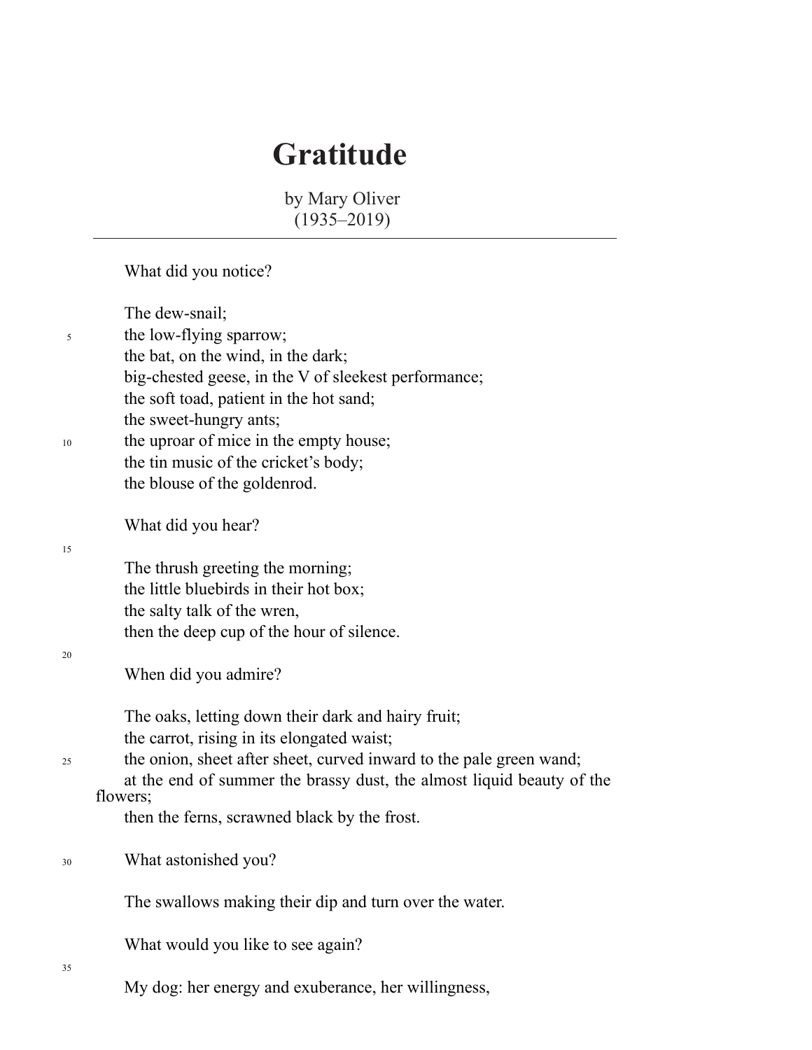# Gratitude

by Mary Oliver
(1935–2019)

---

What did you notice?

The dew-snail;
the low-flying sparrow;
the bat, on the wind, in the dark;
big-chested geese, in the V of sleekest performance;
the soft toad, patient in the hot sand;
the sweet-hungry ants;
the uproar of mice in the empty house;
the tin music of the cricket's body;
the blouse of the goldenrod.

What did you hear?

The thrush greeting the morning;
the little bluebirds in their hot box;
the salty talk of the wren,
then the deep cup of the hour of silence.

When did you admire?

The oaks, letting down their dark and hairy fruit;
the carrot, rising in its elongated waist;
the onion, sheet after sheet, curved inward to the pale green wand;
at the end of summer the brassy dust, the almost liquid beauty of the flowers;
then the ferns, scrawned black by the frost.

What astonished you?

The swallows making their dip and turn over the water.

What would you like to see again?

My dog: her energy and exuberance, her willingness,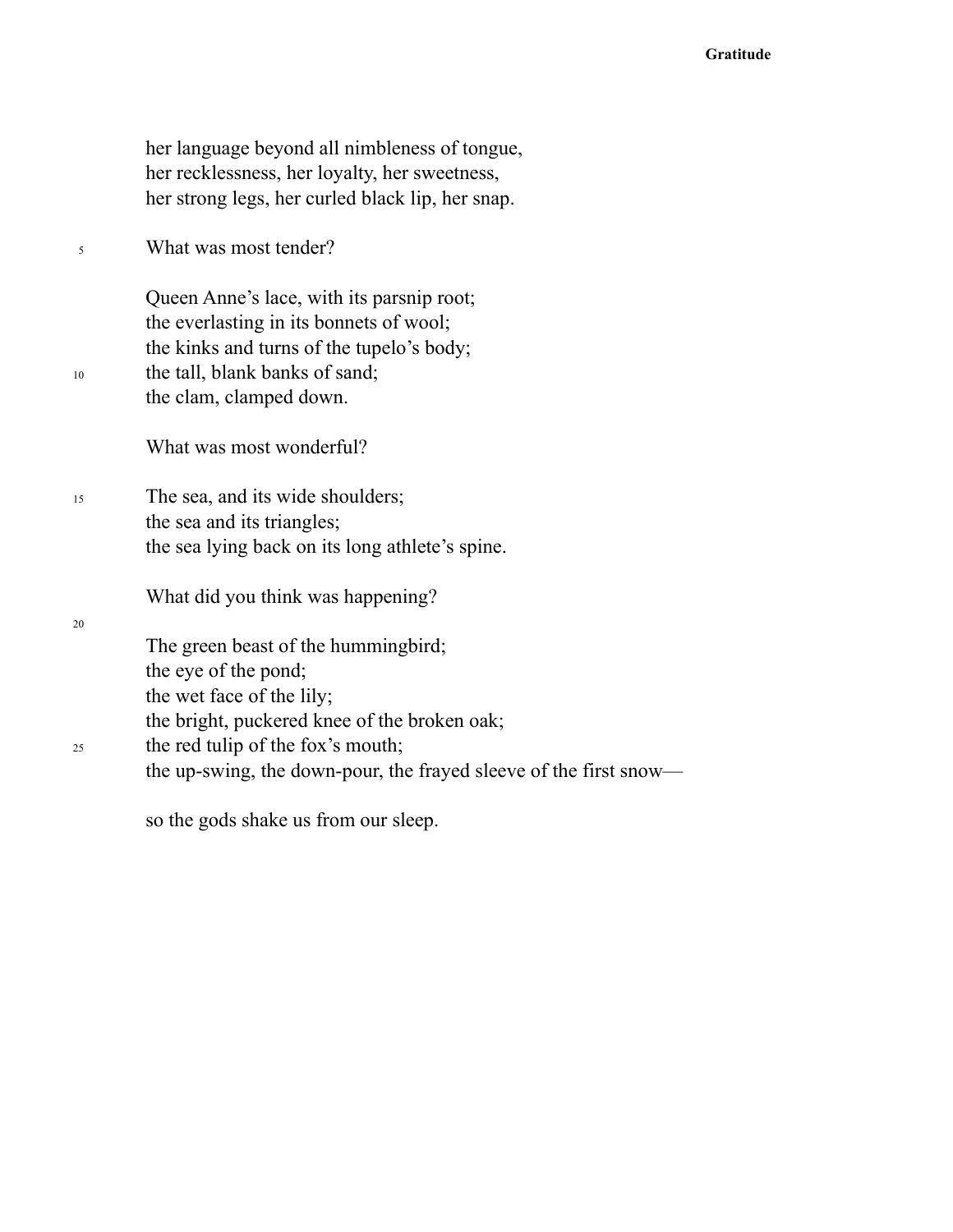her language beyond all nimbleness of tongue,
her recklessness, her loyalty, her sweetness,
her strong legs, her curled black lip, her snap.

What was most tender?

Queen Anne's lace, with its parsnip root;
the everlasting in its bonnets of wool;
the kinks and turns of the tupelo's body;
the tall, blank banks of sand;
the clam, clamped down.

What was most wonderful?

The sea, and its wide shoulders;
the sea and its triangles;
the sea lying back on its long athlete's spine.

What did you think was happening?

The green beast of the hummingbird;
the eye of the pond;
the wet face of the lily;
the bright, puckered knee of the broken oak;
the red tulip of the fox's mouth;
the up-swing, the down-pour, the frayed sleeve of the first snow—

so the gods shake us from our sleep.